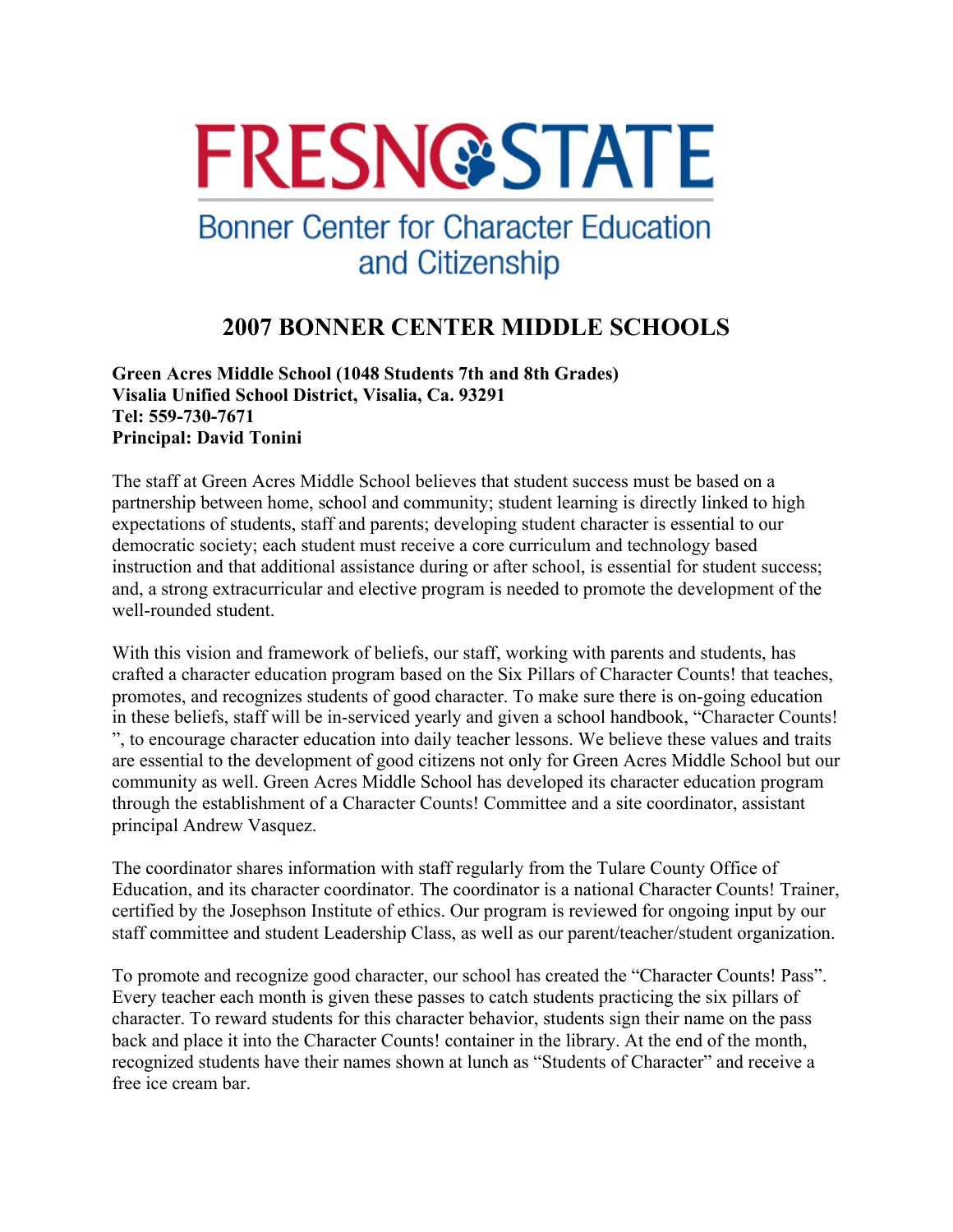FRESNO STATE

Bonner Center for Character Education and Citizenship

# 2007 BONNER CENTER MIDDLE SCHOOLS

**Green Acres Middle School (1048 Students 7th and 8th Grades)**
**Visalia Unified School District, Visalia, Ca. 93291**
**Tel: 559-730-7671**
**Principal: David Tonini**

The staff at Green Acres Middle School believes that student success must be based on a partnership between home, school and community; student learning is directly linked to high expectations of students, staff and parents; developing student character is essential to our democratic society; each student must receive a core curriculum and technology based instruction and that additional assistance during or after school, is essential for student success; and, a strong extracurricular and elective program is needed to promote the development of the well-rounded student.

With this vision and framework of beliefs, our staff, working with parents and students, has crafted a character education program based on the Six Pillars of Character Counts! that teaches, promotes, and recognizes students of good character. To make sure there is on-going education in these beliefs, staff will be in-serviced yearly and given a school handbook, "Character Counts! ", to encourage character education into daily teacher lessons. We believe these values and traits are essential to the development of good citizens not only for Green Acres Middle School but our community as well. Green Acres Middle School has developed its character education program through the establishment of a Character Counts! Committee and a site coordinator, assistant principal Andrew Vasquez.

The coordinator shares information with staff regularly from the Tulare County Office of Education, and its character coordinator. The coordinator is a national Character Counts! Trainer, certified by the Josephson Institute of ethics. Our program is reviewed for ongoing input by our staff committee and student Leadership Class, as well as our parent/teacher/student organization.

To promote and recognize good character, our school has created the "Character Counts! Pass". Every teacher each month is given these passes to catch students practicing the six pillars of character. To reward students for this character behavior, students sign their name on the pass back and place it into the Character Counts! container in the library. At the end of the month, recognized students have their names shown at lunch as "Students of Character" and receive a free ice cream bar.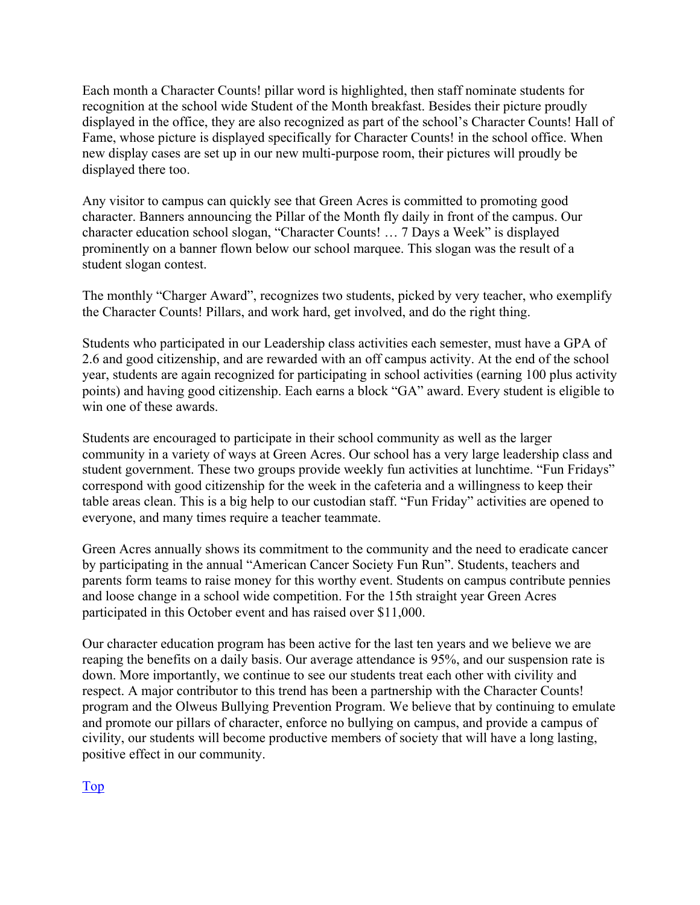Each month a Character Counts! pillar word is highlighted, then staff nominate students for recognition at the school wide Student of the Month breakfast. Besides their picture proudly displayed in the office, they are also recognized as part of the school's Character Counts! Hall of Fame, whose picture is displayed specifically for Character Counts! in the school office. When new display cases are set up in our new multi-purpose room, their pictures will proudly be displayed there too.

Any visitor to campus can quickly see that Green Acres is committed to promoting good character. Banners announcing the Pillar of the Month fly daily in front of the campus. Our character education school slogan, "Character Counts! … 7 Days a Week" is displayed prominently on a banner flown below our school marquee. This slogan was the result of a student slogan contest.

The monthly "Charger Award", recognizes two students, picked by very teacher, who exemplify the Character Counts! Pillars, and work hard, get involved, and do the right thing.

Students who participated in our Leadership class activities each semester, must have a GPA of 2.6 and good citizenship, and are rewarded with an off campus activity. At the end of the school year, students are again recognized for participating in school activities (earning 100 plus activity points) and having good citizenship. Each earns a block "GA" award. Every student is eligible to win one of these awards.

Students are encouraged to participate in their school community as well as the larger community in a variety of ways at Green Acres. Our school has a very large leadership class and student government. These two groups provide weekly fun activities at lunchtime. "Fun Fridays" correspond with good citizenship for the week in the cafeteria and a willingness to keep their table areas clean. This is a big help to our custodian staff. "Fun Friday" activities are opened to everyone, and many times require a teacher teammate.

Green Acres annually shows its commitment to the community and the need to eradicate cancer by participating in the annual "American Cancer Society Fun Run". Students, teachers and parents form teams to raise money for this worthy event. Students on campus contribute pennies and loose change in a school wide competition. For the 15th straight year Green Acres participated in this October event and has raised over $11,000.

Our character education program has been active for the last ten years and we believe we are reaping the benefits on a daily basis. Our average attendance is 95%, and our suspension rate is down. More importantly, we continue to see our students treat each other with civility and respect. A major contributor to this trend has been a partnership with the Character Counts! program and the Olweus Bullying Prevention Program. We believe that by continuing to emulate and promote our pillars of character, enforce no bullying on campus, and provide a campus of civility, our students will become productive members of society that will have a long lasting, positive effect in our community.

Top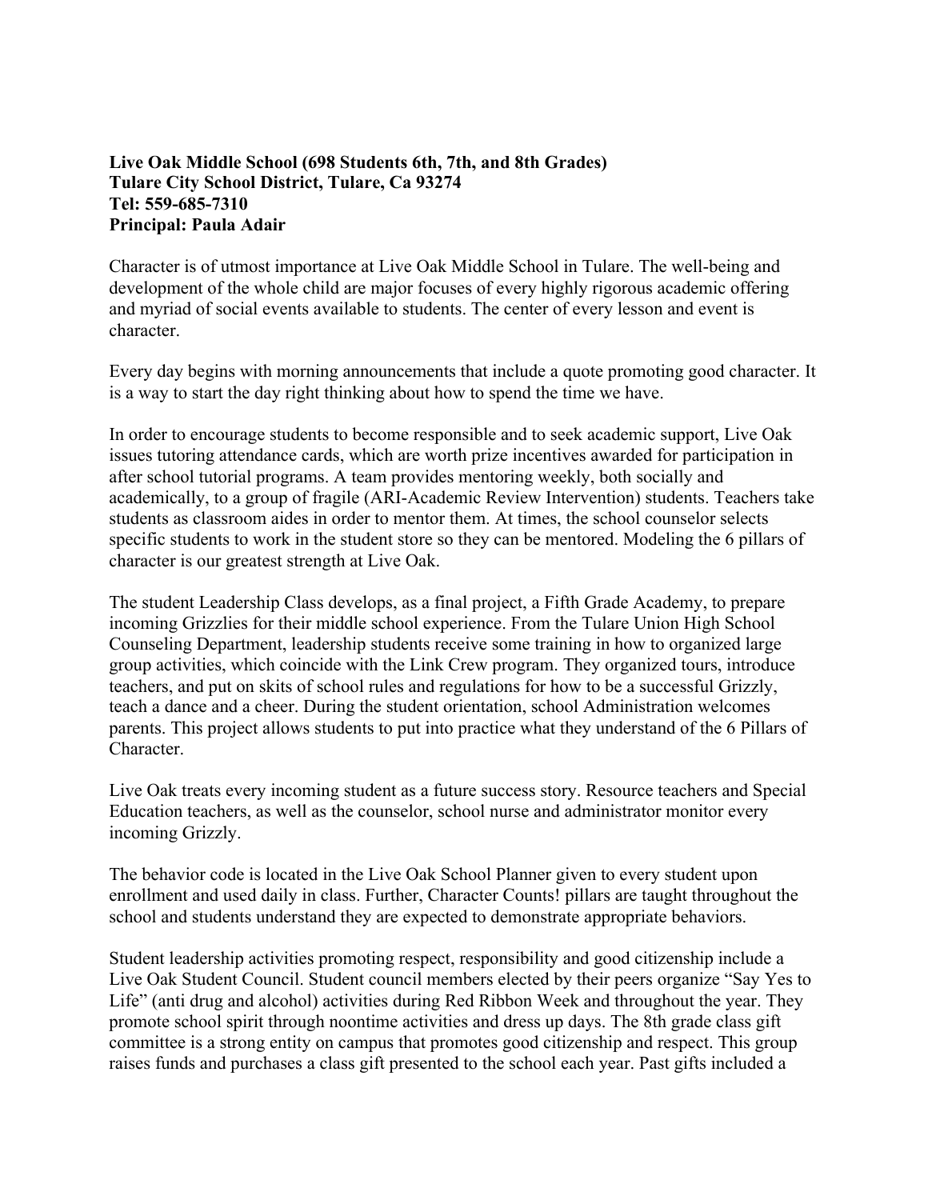**Live Oak Middle School (698 Students 6th, 7th, and 8th Grades)**
**Tulare City School District, Tulare, Ca 93274**
**Tel: 559-685-7310**
**Principal: Paula Adair**

Character is of utmost importance at Live Oak Middle School in Tulare. The well-being and development of the whole child are major focuses of every highly rigorous academic offering and myriad of social events available to students. The center of every lesson and event is character.

Every day begins with morning announcements that include a quote promoting good character. It is a way to start the day right thinking about how to spend the time we have.

In order to encourage students to become responsible and to seek academic support, Live Oak issues tutoring attendance cards, which are worth prize incentives awarded for participation in after school tutorial programs. A team provides mentoring weekly, both socially and academically, to a group of fragile (ARI-Academic Review Intervention) students. Teachers take students as classroom aides in order to mentor them. At times, the school counselor selects specific students to work in the student store so they can be mentored. Modeling the 6 pillars of character is our greatest strength at Live Oak.

The student Leadership Class develops, as a final project, a Fifth Grade Academy, to prepare incoming Grizzlies for their middle school experience. From the Tulare Union High School Counseling Department, leadership students receive some training in how to organized large group activities, which coincide with the Link Crew program. They organized tours, introduce teachers, and put on skits of school rules and regulations for how to be a successful Grizzly, teach a dance and a cheer. During the student orientation, school Administration welcomes parents. This project allows students to put into practice what they understand of the 6 Pillars of Character.

Live Oak treats every incoming student as a future success story. Resource teachers and Special Education teachers, as well as the counselor, school nurse and administrator monitor every incoming Grizzly.

The behavior code is located in the Live Oak School Planner given to every student upon enrollment and used daily in class. Further, Character Counts! pillars are taught throughout the school and students understand they are expected to demonstrate appropriate behaviors.

Student leadership activities promoting respect, responsibility and good citizenship include a Live Oak Student Council. Student council members elected by their peers organize "Say Yes to Life" (anti drug and alcohol) activities during Red Ribbon Week and throughout the year. They promote school spirit through noontime activities and dress up days. The 8th grade class gift committee is a strong entity on campus that promotes good citizenship and respect. This group raises funds and purchases a class gift presented to the school each year. Past gifts included a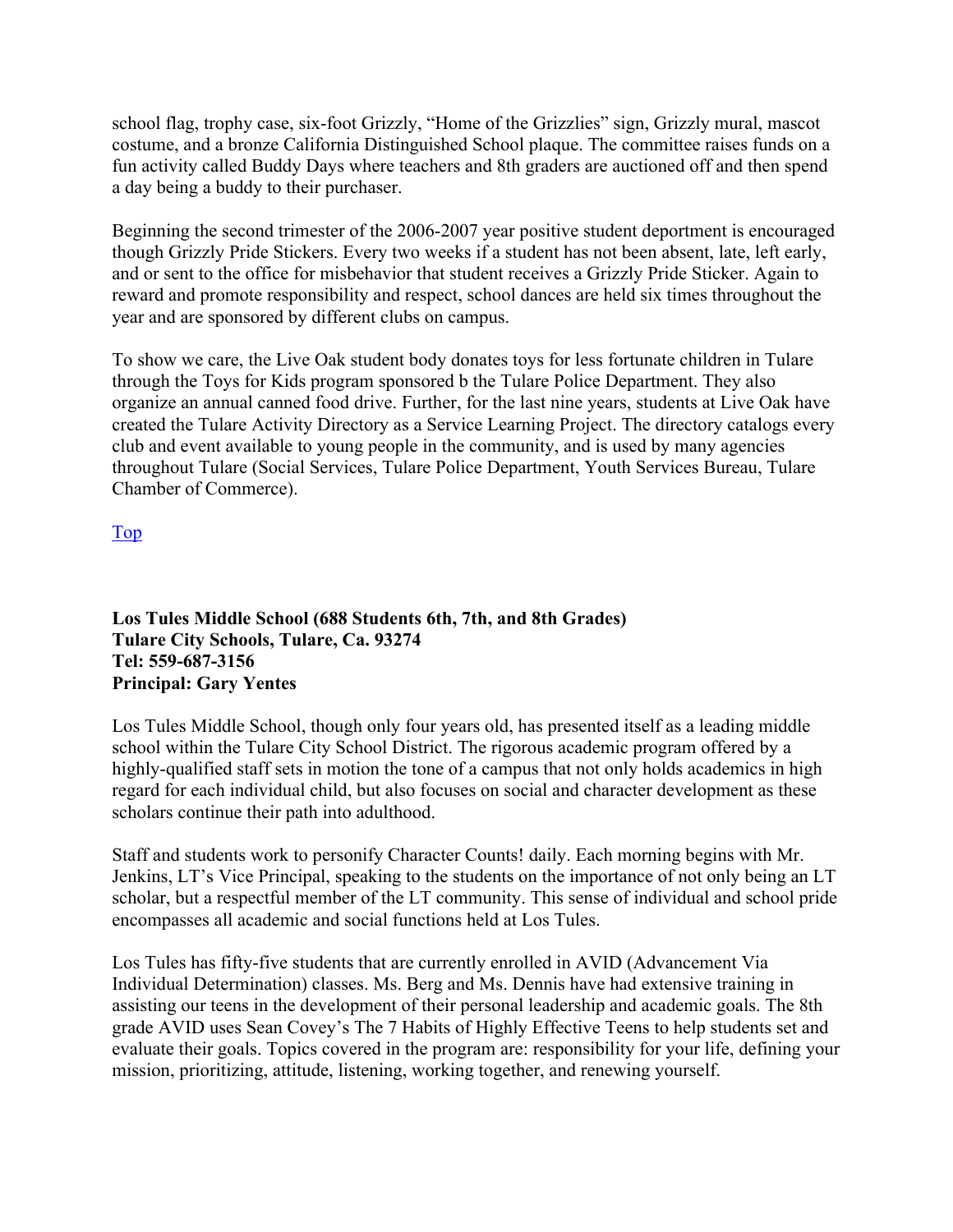school flag, trophy case, six-foot Grizzly, “Home of the Grizzlies” sign, Grizzly mural, mascot costume, and a bronze California Distinguished School plaque. The committee raises funds on a fun activity called Buddy Days where teachers and 8th graders are auctioned off and then spend a day being a buddy to their purchaser.

Beginning the second trimester of the 2006-2007 year positive student deportment is encouraged though Grizzly Pride Stickers. Every two weeks if a student has not been absent, late, left early, and or sent to the office for misbehavior that student receives a Grizzly Pride Sticker. Again to reward and promote responsibility and respect, school dances are held six times throughout the year and are sponsored by different clubs on campus.

To show we care, the Live Oak student body donates toys for less fortunate children in Tulare through the Toys for Kids program sponsored b the Tulare Police Department. They also organize an annual canned food drive. Further, for the last nine years, students at Live Oak have created the Tulare Activity Directory as a Service Learning Project. The directory catalogs every club and event available to young people in the community, and is used by many agencies throughout Tulare (Social Services, Tulare Police Department, Youth Services Bureau, Tulare Chamber of Commerce).

Top

**Los Tules Middle School (688 Students 6th, 7th, and 8th Grades)**
**Tulare City Schools, Tulare, Ca. 93274**
**Tel: 559-687-3156**
**Principal: Gary Yentes**

Los Tules Middle School, though only four years old, has presented itself as a leading middle school within the Tulare City School District. The rigorous academic program offered by a highly-qualified staff sets in motion the tone of a campus that not only holds academics in high regard for each individual child, but also focuses on social and character development as these scholars continue their path into adulthood.

Staff and students work to personify Character Counts! daily. Each morning begins with Mr. Jenkins, LT’s Vice Principal, speaking to the students on the importance of not only being an LT scholar, but a respectful member of the LT community. This sense of individual and school pride encompasses all academic and social functions held at Los Tules.

Los Tules has fifty-five students that are currently enrolled in AVID (Advancement Via Individual Determination) classes. Ms. Berg and Ms. Dennis have had extensive training in assisting our teens in the development of their personal leadership and academic goals. The 8th grade AVID uses Sean Covey’s The 7 Habits of Highly Effective Teens to help students set and evaluate their goals. Topics covered in the program are: responsibility for your life, defining your mission, prioritizing, attitude, listening, working together, and renewing yourself.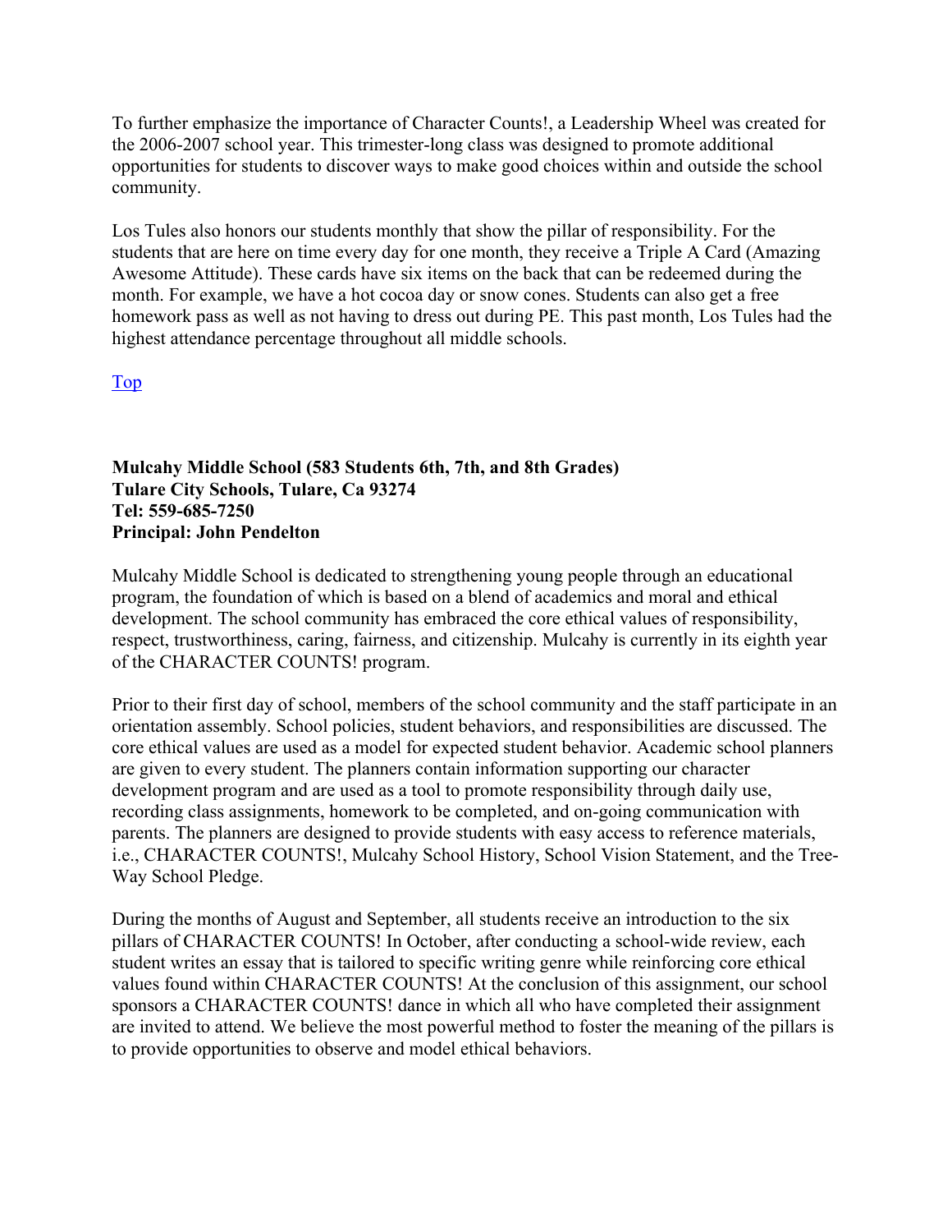To further emphasize the importance of Character Counts!, a Leadership Wheel was created for the 2006-2007 school year. This trimester-long class was designed to promote additional opportunities for students to discover ways to make good choices within and outside the school community.

Los Tules also honors our students monthly that show the pillar of responsibility. For the students that are here on time every day for one month, they receive a Triple A Card (Amazing Awesome Attitude). These cards have six items on the back that can be redeemed during the month. For example, we have a hot cocoa day or snow cones. Students can also get a free homework pass as well as not having to dress out during PE. This past month, Los Tules had the highest attendance percentage throughout all middle schools.

[Top]

**Mulcahy Middle School (583 Students 6th, 7th, and 8th Grades)**
**Tulare City Schools, Tulare, Ca 93274**
**Tel: 559-685-7250**
**Principal: John Pendelton**

Mulcahy Middle School is dedicated to strengthening young people through an educational program, the foundation of which is based on a blend of academics and moral and ethical development. The school community has embraced the core ethical values of responsibility, respect, trustworthiness, caring, fairness, and citizenship. Mulcahy is currently in its eighth year of the CHARACTER COUNTS! program.

Prior to their first day of school, members of the school community and the staff participate in an orientation assembly. School policies, student behaviors, and responsibilities are discussed. The core ethical values are used as a model for expected student behavior. Academic school planners are given to every student. The planners contain information supporting our character development program and are used as a tool to promote responsibility through daily use, recording class assignments, homework to be completed, and on-going communication with parents. The planners are designed to provide students with easy access to reference materials, i.e., CHARACTER COUNTS!, Mulcahy School History, School Vision Statement, and the Tree-Way School Pledge.

During the months of August and September, all students receive an introduction to the six pillars of CHARACTER COUNTS! In October, after conducting a school-wide review, each student writes an essay that is tailored to specific writing genre while reinforcing core ethical values found within CHARACTER COUNTS! At the conclusion of this assignment, our school sponsors a CHARACTER COUNTS! dance in which all who have completed their assignment are invited to attend. We believe the most powerful method to foster the meaning of the pillars is to provide opportunities to observe and model ethical behaviors.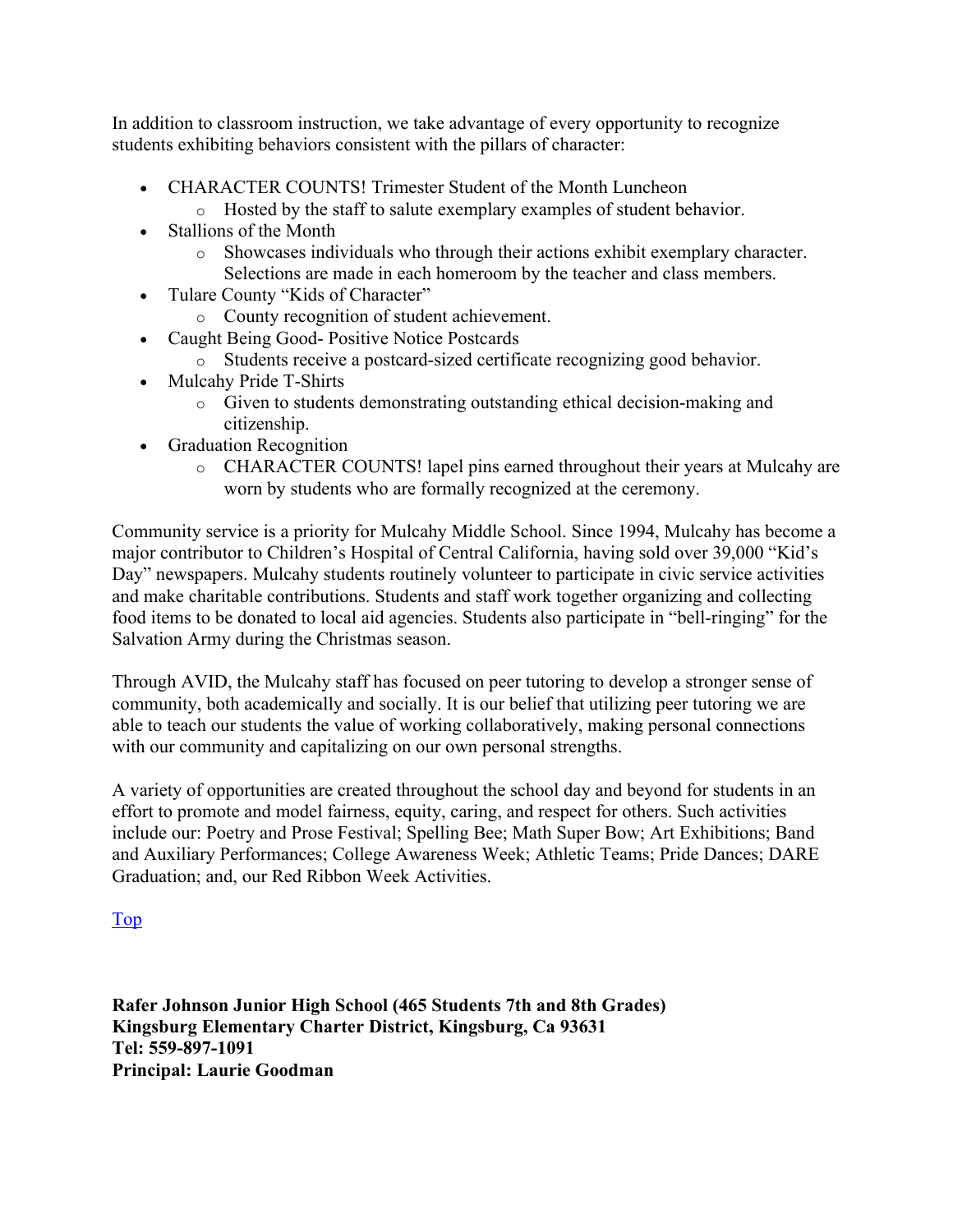In addition to classroom instruction, we take advantage of every opportunity to recognize students exhibiting behaviors consistent with the pillars of character:

- CHARACTER COUNTS! Trimester Student of the Month Luncheon
  - Hosted by the staff to salute exemplary examples of student behavior.
- Stallions of the Month
  - Showcases individuals who through their actions exhibit exemplary character. Selections are made in each homeroom by the teacher and class members.
- Tulare County "Kids of Character"
  - County recognition of student achievement.
- Caught Being Good- Positive Notice Postcards
  - Students receive a postcard-sized certificate recognizing good behavior.
- Mulcahy Pride T-Shirts
  - Given to students demonstrating outstanding ethical decision-making and citizenship.
- Graduation Recognition
  - CHARACTER COUNTS! lapel pins earned throughout their years at Mulcahy are worn by students who are formally recognized at the ceremony.

Community service is a priority for Mulcahy Middle School. Since 1994, Mulcahy has become a major contributor to Children's Hospital of Central California, having sold over 39,000 "Kid's Day" newspapers. Mulcahy students routinely volunteer to participate in civic service activities and make charitable contributions. Students and staff work together organizing and collecting food items to be donated to local aid agencies. Students also participate in "bell-ringing" for the Salvation Army during the Christmas season.

Through AVID, the Mulcahy staff has focused on peer tutoring to develop a stronger sense of community, both academically and socially. It is our belief that utilizing peer tutoring we are able to teach our students the value of working collaboratively, making personal connections with our community and capitalizing on our own personal strengths.

A variety of opportunities are created throughout the school day and beyond for students in an effort to promote and model fairness, equity, caring, and respect for others. Such activities include our: Poetry and Prose Festival; Spelling Bee; Math Super Bow; Art Exhibitions; Band and Auxiliary Performances; College Awareness Week; Athletic Teams; Pride Dances; DARE Graduation; and, our Red Ribbon Week Activities.

Top

**Rafer Johnson Junior High School (465 Students 7th and 8th Grades)**
**Kingsburg Elementary Charter District, Kingsburg, Ca 93631**
**Tel: 559-897-1091**
**Principal: Laurie Goodman**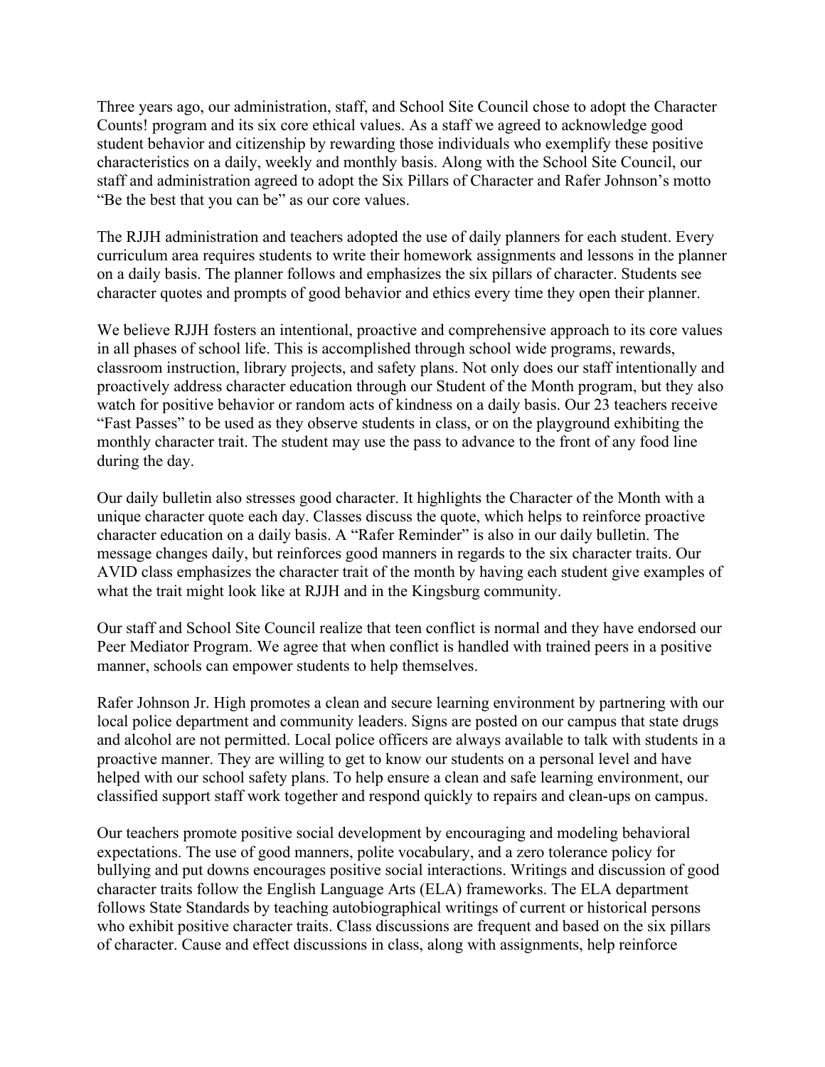Three years ago, our administration, staff, and School Site Council chose to adopt the Character Counts! program and its six core ethical values. As a staff we agreed to acknowledge good student behavior and citizenship by rewarding those individuals who exemplify these positive characteristics on a daily, weekly and monthly basis. Along with the School Site Council, our staff and administration agreed to adopt the Six Pillars of Character and Rafer Johnson's motto "Be the best that you can be" as our core values.

The RJJH administration and teachers adopted the use of daily planners for each student. Every curriculum area requires students to write their homework assignments and lessons in the planner on a daily basis. The planner follows and emphasizes the six pillars of character. Students see character quotes and prompts of good behavior and ethics every time they open their planner.

We believe RJJH fosters an intentional, proactive and comprehensive approach to its core values in all phases of school life. This is accomplished through school wide programs, rewards, classroom instruction, library projects, and safety plans. Not only does our staff intentionally and proactively address character education through our Student of the Month program, but they also watch for positive behavior or random acts of kindness on a daily basis. Our 23 teachers receive "Fast Passes" to be used as they observe students in class, or on the playground exhibiting the monthly character trait. The student may use the pass to advance to the front of any food line during the day.

Our daily bulletin also stresses good character. It highlights the Character of the Month with a unique character quote each day. Classes discuss the quote, which helps to reinforce proactive character education on a daily basis. A "Rafer Reminder" is also in our daily bulletin. The message changes daily, but reinforces good manners in regards to the six character traits. Our AVID class emphasizes the character trait of the month by having each student give examples of what the trait might look like at RJJH and in the Kingsburg community.

Our staff and School Site Council realize that teen conflict is normal and they have endorsed our Peer Mediator Program. We agree that when conflict is handled with trained peers in a positive manner, schools can empower students to help themselves.

Rafer Johnson Jr. High promotes a clean and secure learning environment by partnering with our local police department and community leaders. Signs are posted on our campus that state drugs and alcohol are not permitted. Local police officers are always available to talk with students in a proactive manner. They are willing to get to know our students on a personal level and have helped with our school safety plans. To help ensure a clean and safe learning environment, our classified support staff work together and respond quickly to repairs and clean-ups on campus.

Our teachers promote positive social development by encouraging and modeling behavioral expectations. The use of good manners, polite vocabulary, and a zero tolerance policy for bullying and put downs encourages positive social interactions. Writings and discussion of good character traits follow the English Language Arts (ELA) frameworks. The ELA department follows State Standards by teaching autobiographical writings of current or historical persons who exhibit positive character traits. Class discussions are frequent and based on the six pillars of character. Cause and effect discussions in class, along with assignments, help reinforce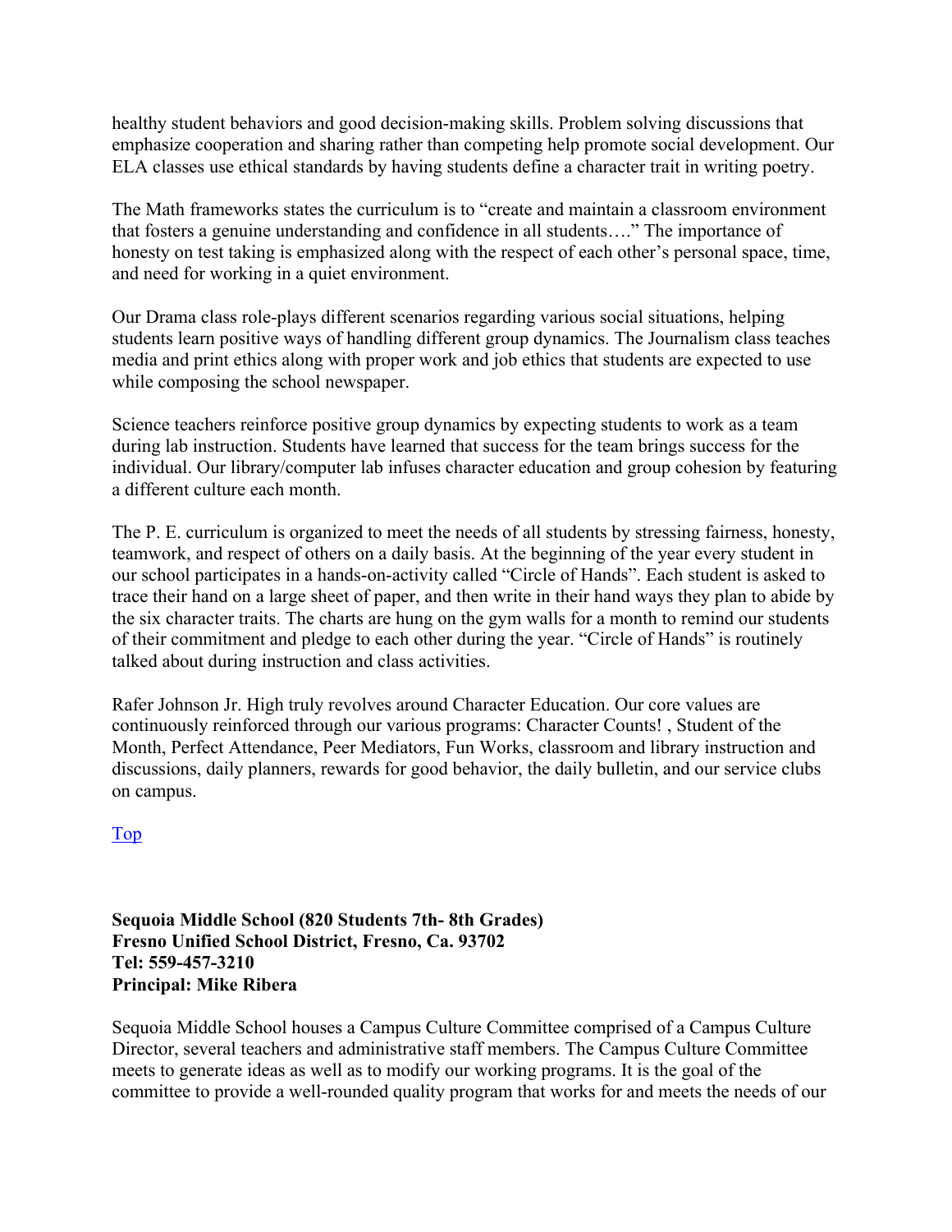healthy student behaviors and good decision-making skills. Problem solving discussions that emphasize cooperation and sharing rather than competing help promote social development. Our ELA classes use ethical standards by having students define a character trait in writing poetry.

The Math frameworks states the curriculum is to "create and maintain a classroom environment that fosters a genuine understanding and confidence in all students…." The importance of honesty on test taking is emphasized along with the respect of each other's personal space, time, and need for working in a quiet environment.

Our Drama class role-plays different scenarios regarding various social situations, helping students learn positive ways of handling different group dynamics. The Journalism class teaches media and print ethics along with proper work and job ethics that students are expected to use while composing the school newspaper.

Science teachers reinforce positive group dynamics by expecting students to work as a team during lab instruction. Students have learned that success for the team brings success for the individual. Our library/computer lab infuses character education and group cohesion by featuring a different culture each month.

The P. E. curriculum is organized to meet the needs of all students by stressing fairness, honesty, teamwork, and respect of others on a daily basis. At the beginning of the year every student in our school participates in a hands-on-activity called "Circle of Hands". Each student is asked to trace their hand on a large sheet of paper, and then write in their hand ways they plan to abide by the six character traits. The charts are hung on the gym walls for a month to remind our students of their commitment and pledge to each other during the year. "Circle of Hands" is routinely talked about during instruction and class activities.

Rafer Johnson Jr. High truly revolves around Character Education. Our core values are continuously reinforced through our various programs: Character Counts! , Student of the Month, Perfect Attendance, Peer Mediators, Fun Works, classroom and library instruction and discussions, daily planners, rewards for good behavior, the daily bulletin, and our service clubs on campus.

Top

**Sequoia Middle School (820 Students 7th- 8th Grades)**
**Fresno Unified School District, Fresno, Ca. 93702**
**Tel: 559-457-3210**
**Principal: Mike Ribera**

Sequoia Middle School houses a Campus Culture Committee comprised of a Campus Culture Director, several teachers and administrative staff members. The Campus Culture Committee meets to generate ideas as well as to modify our working programs. It is the goal of the committee to provide a well-rounded quality program that works for and meets the needs of our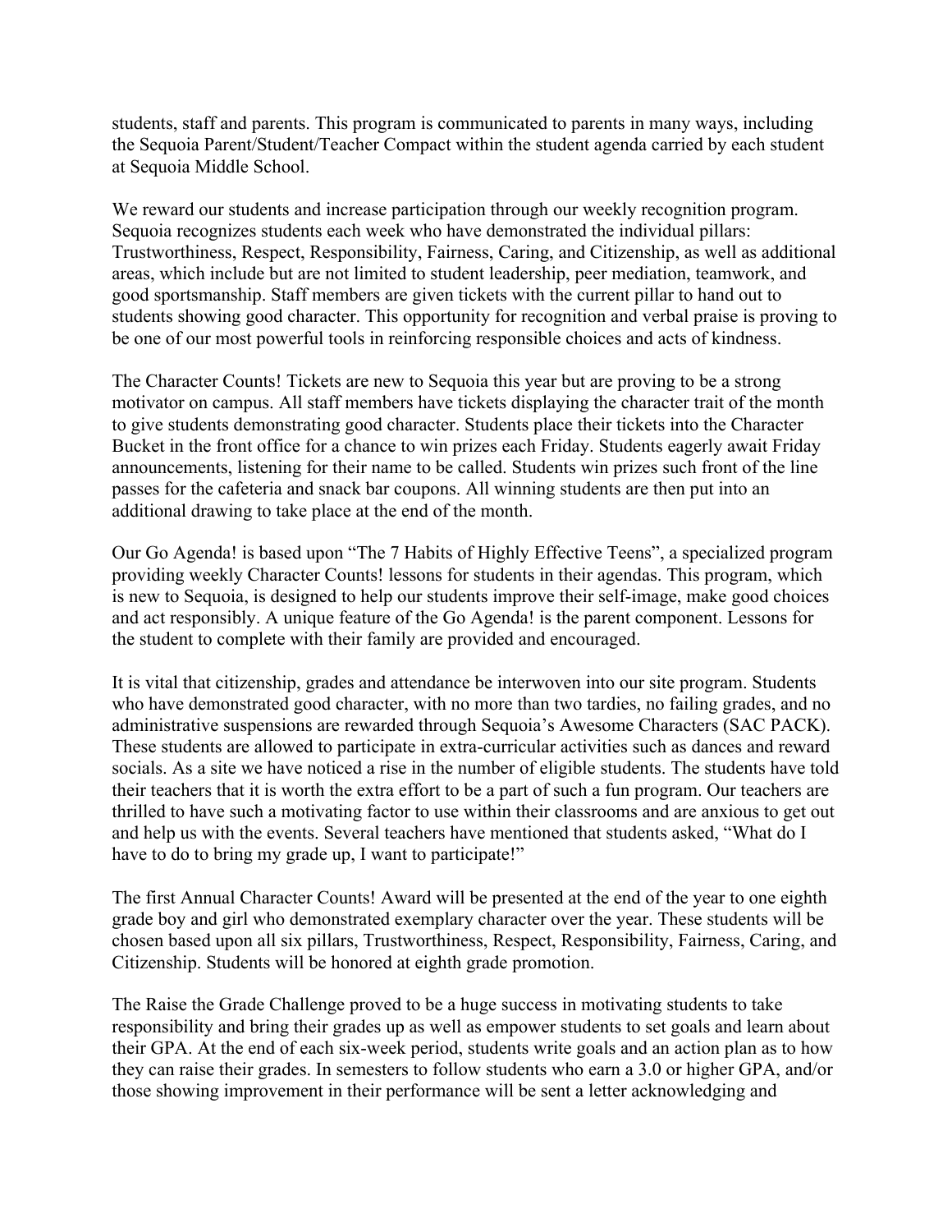students, staff and parents. This program is communicated to parents in many ways, including the Sequoia Parent/Student/Teacher Compact within the student agenda carried by each student at Sequoia Middle School.

We reward our students and increase participation through our weekly recognition program. Sequoia recognizes students each week who have demonstrated the individual pillars: Trustworthiness, Respect, Responsibility, Fairness, Caring, and Citizenship, as well as additional areas, which include but are not limited to student leadership, peer mediation, teamwork, and good sportsmanship. Staff members are given tickets with the current pillar to hand out to students showing good character. This opportunity for recognition and verbal praise is proving to be one of our most powerful tools in reinforcing responsible choices and acts of kindness.

The Character Counts! Tickets are new to Sequoia this year but are proving to be a strong motivator on campus. All staff members have tickets displaying the character trait of the month to give students demonstrating good character. Students place their tickets into the Character Bucket in the front office for a chance to win prizes each Friday. Students eagerly await Friday announcements, listening for their name to be called. Students win prizes such front of the line passes for the cafeteria and snack bar coupons. All winning students are then put into an additional drawing to take place at the end of the month.

Our Go Agenda! is based upon "The 7 Habits of Highly Effective Teens", a specialized program providing weekly Character Counts! lessons for students in their agendas. This program, which is new to Sequoia, is designed to help our students improve their self-image, make good choices and act responsibly. A unique feature of the Go Agenda! is the parent component. Lessons for the student to complete with their family are provided and encouraged.

It is vital that citizenship, grades and attendance be interwoven into our site program. Students who have demonstrated good character, with no more than two tardies, no failing grades, and no administrative suspensions are rewarded through Sequoia's Awesome Characters (SAC PACK). These students are allowed to participate in extra-curricular activities such as dances and reward socials. As a site we have noticed a rise in the number of eligible students. The students have told their teachers that it is worth the extra effort to be a part of such a fun program. Our teachers are thrilled to have such a motivating factor to use within their classrooms and are anxious to get out and help us with the events. Several teachers have mentioned that students asked, "What do I have to do to bring my grade up, I want to participate!"

The first Annual Character Counts! Award will be presented at the end of the year to one eighth grade boy and girl who demonstrated exemplary character over the year. These students will be chosen based upon all six pillars, Trustworthiness, Respect, Responsibility, Fairness, Caring, and Citizenship. Students will be honored at eighth grade promotion.

The Raise the Grade Challenge proved to be a huge success in motivating students to take responsibility and bring their grades up as well as empower students to set goals and learn about their GPA. At the end of each six-week period, students write goals and an action plan as to how they can raise their grades. In semesters to follow students who earn a 3.0 or higher GPA, and/or those showing improvement in their performance will be sent a letter acknowledging and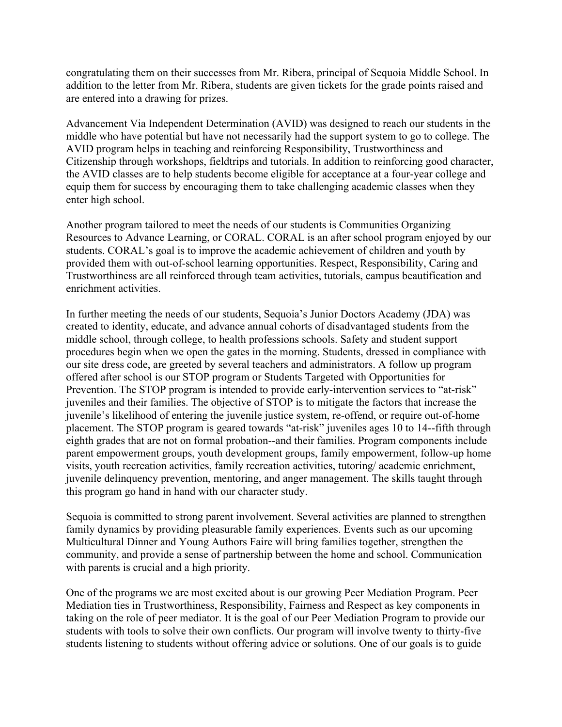congratulating them on their successes from Mr. Ribera, principal of Sequoia Middle School. In addition to the letter from Mr. Ribera, students are given tickets for the grade points raised and are entered into a drawing for prizes.

Advancement Via Independent Determination (AVID) was designed to reach our students in the middle who have potential but have not necessarily had the support system to go to college. The AVID program helps in teaching and reinforcing Responsibility, Trustworthiness and Citizenship through workshops, fieldtrips and tutorials. In addition to reinforcing good character, the AVID classes are to help students become eligible for acceptance at a four-year college and equip them for success by encouraging them to take challenging academic classes when they enter high school.

Another program tailored to meet the needs of our students is Communities Organizing Resources to Advance Learning, or CORAL. CORAL is an after school program enjoyed by our students. CORAL's goal is to improve the academic achievement of children and youth by provided them with out-of-school learning opportunities. Respect, Responsibility, Caring and Trustworthiness are all reinforced through team activities, tutorials, campus beautification and enrichment activities.

In further meeting the needs of our students, Sequoia's Junior Doctors Academy (JDA) was created to identity, educate, and advance annual cohorts of disadvantaged students from the middle school, through college, to health professions schools. Safety and student support procedures begin when we open the gates in the morning. Students, dressed in compliance with our site dress code, are greeted by several teachers and administrators. A follow up program offered after school is our STOP program or Students Targeted with Opportunities for Prevention. The STOP program is intended to provide early-intervention services to "at-risk" juveniles and their families. The objective of STOP is to mitigate the factors that increase the juvenile's likelihood of entering the juvenile justice system, re-offend, or require out-of-home placement. The STOP program is geared towards "at-risk" juveniles ages 10 to 14--fifth through eighth grades that are not on formal probation--and their families. Program components include parent empowerment groups, youth development groups, family empowerment, follow-up home visits, youth recreation activities, family recreation activities, tutoring/ academic enrichment, juvenile delinquency prevention, mentoring, and anger management. The skills taught through this program go hand in hand with our character study.

Sequoia is committed to strong parent involvement. Several activities are planned to strengthen family dynamics by providing pleasurable family experiences. Events such as our upcoming Multicultural Dinner and Young Authors Faire will bring families together, strengthen the community, and provide a sense of partnership between the home and school. Communication with parents is crucial and a high priority.

One of the programs we are most excited about is our growing Peer Mediation Program. Peer Mediation ties in Trustworthiness, Responsibility, Fairness and Respect as key components in taking on the role of peer mediator. It is the goal of our Peer Mediation Program to provide our students with tools to solve their own conflicts. Our program will involve twenty to thirty-five students listening to students without offering advice or solutions. One of our goals is to guide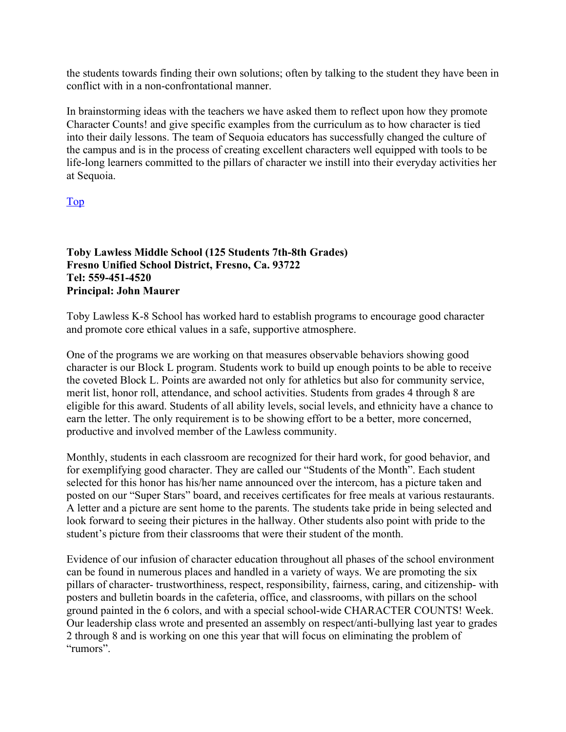the students towards finding their own solutions; often by talking to the student they have been in conflict with in a non-confrontational manner.

In brainstorming ideas with the teachers we have asked them to reflect upon how they promote Character Counts! and give specific examples from the curriculum as to how character is tied into their daily lessons. The team of Sequoia educators has successfully changed the culture of the campus and is in the process of creating excellent characters well equipped with tools to be life-long learners committed to the pillars of character we instill into their everyday activities her at Sequoia.

Top

**Toby Lawless Middle School (125 Students 7th-8th Grades)**
**Fresno Unified School District, Fresno, Ca. 93722**
**Tel: 559-451-4520**
**Principal: John Maurer**

Toby Lawless K-8 School has worked hard to establish programs to encourage good character and promote core ethical values in a safe, supportive atmosphere.

One of the programs we are working on that measures observable behaviors showing good character is our Block L program. Students work to build up enough points to be able to receive the coveted Block L. Points are awarded not only for athletics but also for community service, merit list, honor roll, attendance, and school activities. Students from grades 4 through 8 are eligible for this award. Students of all ability levels, social levels, and ethnicity have a chance to earn the letter. The only requirement is to be showing effort to be a better, more concerned, productive and involved member of the Lawless community.

Monthly, students in each classroom are recognized for their hard work, for good behavior, and for exemplifying good character. They are called our "Students of the Month". Each student selected for this honor has his/her name announced over the intercom, has a picture taken and posted on our "Super Stars" board, and receives certificates for free meals at various restaurants. A letter and a picture are sent home to the parents. The students take pride in being selected and look forward to seeing their pictures in the hallway. Other students also point with pride to the student's picture from their classrooms that were their student of the month.

Evidence of our infusion of character education throughout all phases of the school environment can be found in numerous places and handled in a variety of ways. We are promoting the six pillars of character- trustworthiness, respect, responsibility, fairness, caring, and citizenship- with posters and bulletin boards in the cafeteria, office, and classrooms, with pillars on the school ground painted in the 6 colors, and with a special school-wide CHARACTER COUNTS! Week. Our leadership class wrote and presented an assembly on respect/anti-bullying last year to grades 2 through 8 and is working on one this year that will focus on eliminating the problem of "rumors".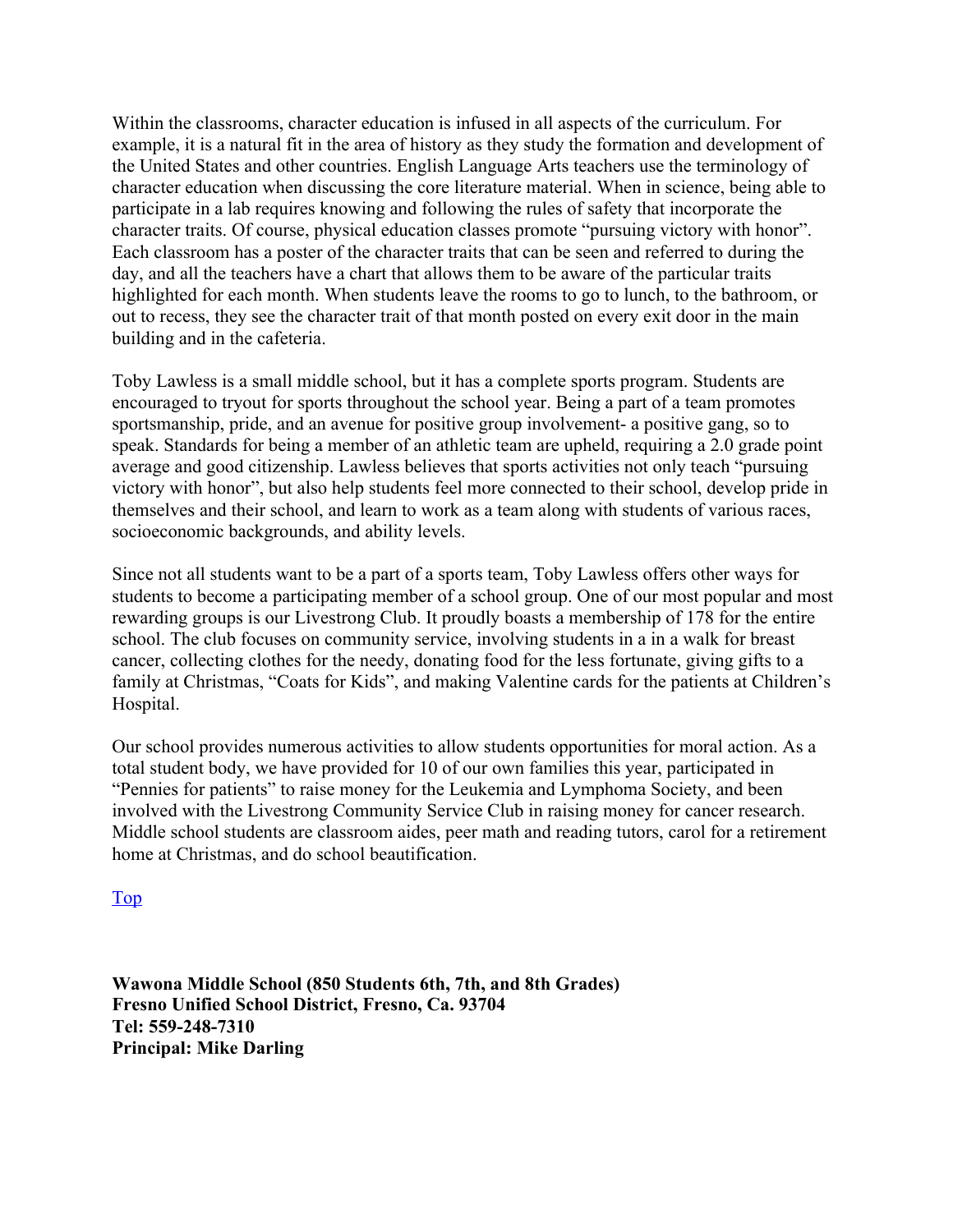Within the classrooms, character education is infused in all aspects of the curriculum. For example, it is a natural fit in the area of history as they study the formation and development of the United States and other countries. English Language Arts teachers use the terminology of character education when discussing the core literature material. When in science, being able to participate in a lab requires knowing and following the rules of safety that incorporate the character traits. Of course, physical education classes promote "pursuing victory with honor". Each classroom has a poster of the character traits that can be seen and referred to during the day, and all the teachers have a chart that allows them to be aware of the particular traits highlighted for each month. When students leave the rooms to go to lunch, to the bathroom, or out to recess, they see the character trait of that month posted on every exit door in the main building and in the cafeteria.

Toby Lawless is a small middle school, but it has a complete sports program. Students are encouraged to tryout for sports throughout the school year. Being a part of a team promotes sportsmanship, pride, and an avenue for positive group involvement- a positive gang, so to speak. Standards for being a member of an athletic team are upheld, requiring a 2.0 grade point average and good citizenship. Lawless believes that sports activities not only teach "pursuing victory with honor", but also help students feel more connected to their school, develop pride in themselves and their school, and learn to work as a team along with students of various races, socioeconomic backgrounds, and ability levels.

Since not all students want to be a part of a sports team, Toby Lawless offers other ways for students to become a participating member of a school group. One of our most popular and most rewarding groups is our Livestrong Club. It proudly boasts a membership of 178 for the entire school. The club focuses on community service, involving students in a in a walk for breast cancer, collecting clothes for the needy, donating food for the less fortunate, giving gifts to a family at Christmas, "Coats for Kids", and making Valentine cards for the patients at Children's Hospital.

Our school provides numerous activities to allow students opportunities for moral action. As a total student body, we have provided for 10 of our own families this year, participated in "Pennies for patients" to raise money for the Leukemia and Lymphoma Society, and been involved with the Livestrong Community Service Club in raising money for cancer research. Middle school students are classroom aides, peer math and reading tutors, carol for a retirement home at Christmas, and do school beautification.

Top

**Wawona Middle School (850 Students 6th, 7th, and 8th Grades)**
**Fresno Unified School District, Fresno, Ca. 93704**
**Tel: 559-248-7310**
**Principal: Mike Darling**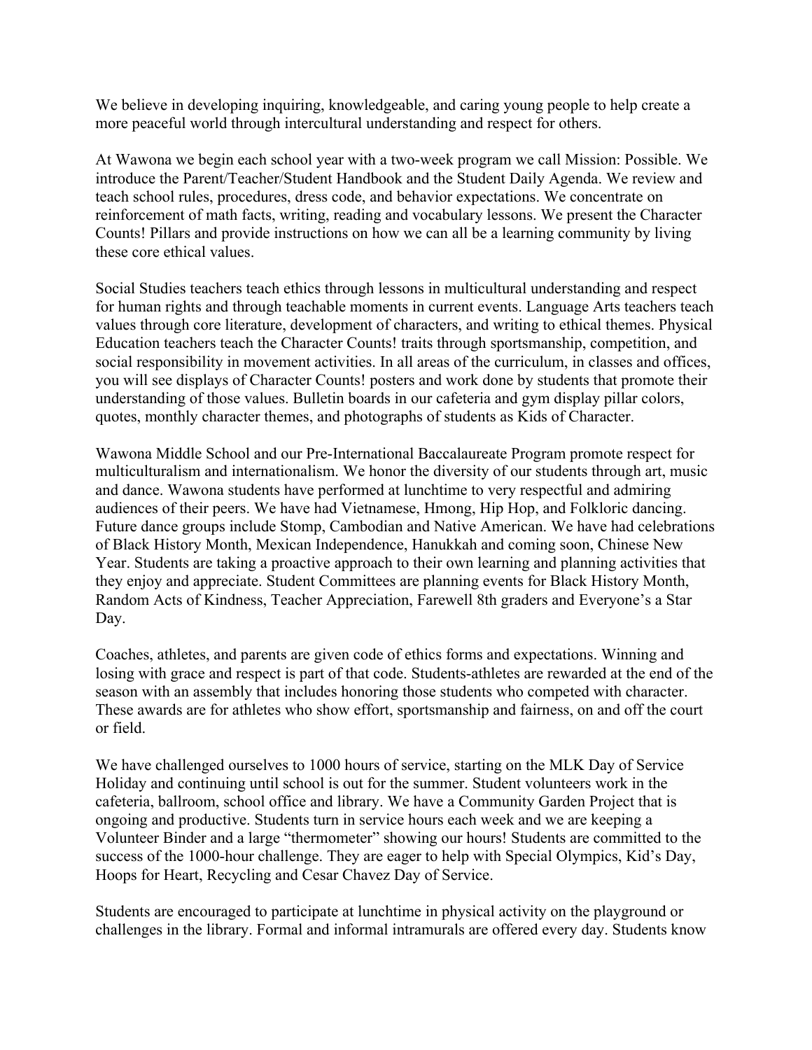We believe in developing inquiring, knowledgeable, and caring young people to help create a more peaceful world through intercultural understanding and respect for others.

At Wawona we begin each school year with a two-week program we call Mission: Possible. We introduce the Parent/Teacher/Student Handbook and the Student Daily Agenda. We review and teach school rules, procedures, dress code, and behavior expectations. We concentrate on reinforcement of math facts, writing, reading and vocabulary lessons. We present the Character Counts! Pillars and provide instructions on how we can all be a learning community by living these core ethical values.

Social Studies teachers teach ethics through lessons in multicultural understanding and respect for human rights and through teachable moments in current events. Language Arts teachers teach values through core literature, development of characters, and writing to ethical themes. Physical Education teachers teach the Character Counts! traits through sportsmanship, competition, and social responsibility in movement activities. In all areas of the curriculum, in classes and offices, you will see displays of Character Counts! posters and work done by students that promote their understanding of those values. Bulletin boards in our cafeteria and gym display pillar colors, quotes, monthly character themes, and photographs of students as Kids of Character.

Wawona Middle School and our Pre-International Baccalaureate Program promote respect for multiculturalism and internationalism. We honor the diversity of our students through art, music and dance. Wawona students have performed at lunchtime to very respectful and admiring audiences of their peers. We have had Vietnamese, Hmong, Hip Hop, and Folkloric dancing. Future dance groups include Stomp, Cambodian and Native American. We have had celebrations of Black History Month, Mexican Independence, Hanukkah and coming soon, Chinese New Year. Students are taking a proactive approach to their own learning and planning activities that they enjoy and appreciate. Student Committees are planning events for Black History Month, Random Acts of Kindness, Teacher Appreciation, Farewell 8th graders and Everyone's a Star Day.

Coaches, athletes, and parents are given code of ethics forms and expectations. Winning and losing with grace and respect is part of that code. Students-athletes are rewarded at the end of the season with an assembly that includes honoring those students who competed with character. These awards are for athletes who show effort, sportsmanship and fairness, on and off the court or field.

We have challenged ourselves to 1000 hours of service, starting on the MLK Day of Service Holiday and continuing until school is out for the summer. Student volunteers work in the cafeteria, ballroom, school office and library. We have a Community Garden Project that is ongoing and productive. Students turn in service hours each week and we are keeping a Volunteer Binder and a large "thermometer" showing our hours! Students are committed to the success of the 1000-hour challenge. They are eager to help with Special Olympics, Kid's Day, Hoops for Heart, Recycling and Cesar Chavez Day of Service.

Students are encouraged to participate at lunchtime in physical activity on the playground or challenges in the library. Formal and informal intramurals are offered every day. Students know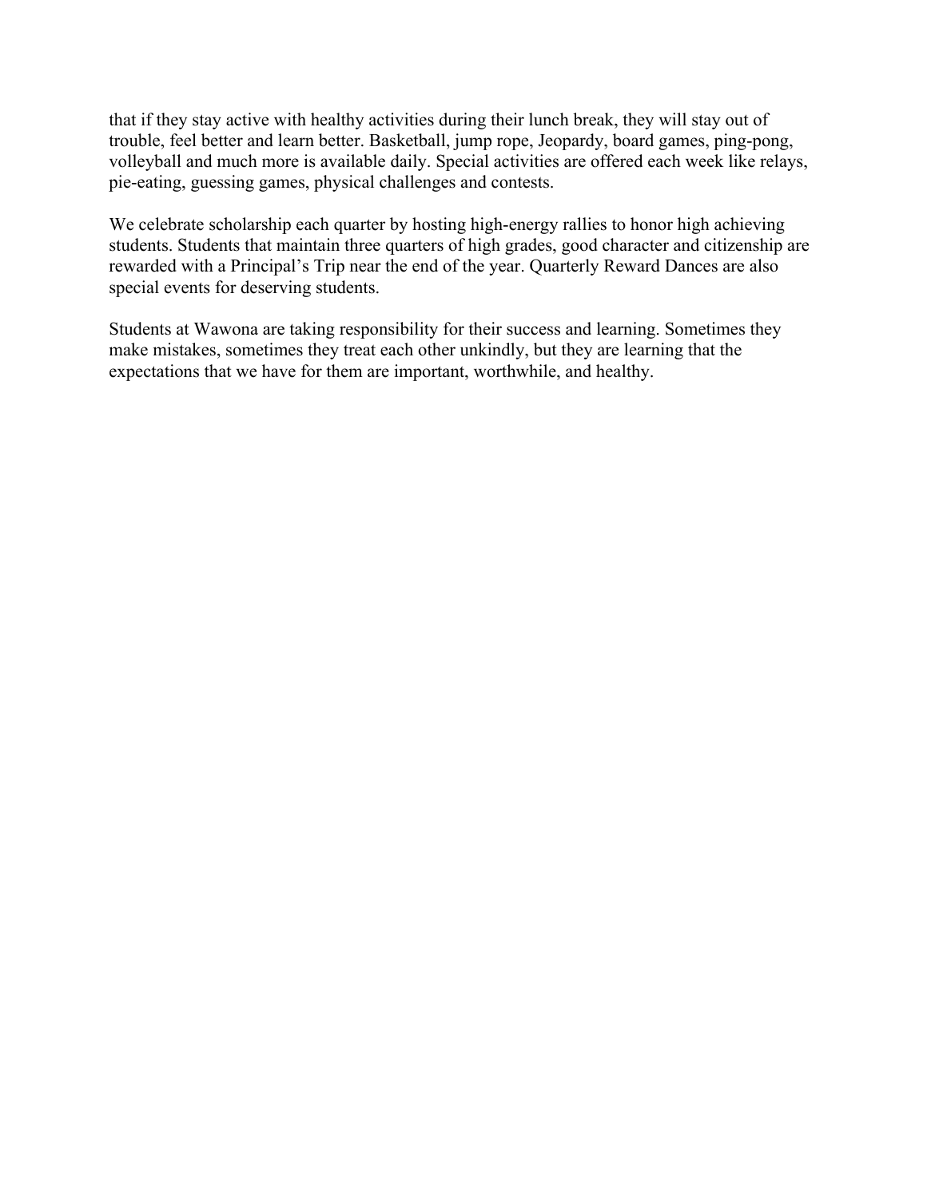that if they stay active with healthy activities during their lunch break, they will stay out of trouble, feel better and learn better. Basketball, jump rope, Jeopardy, board games, ping-pong, volleyball and much more is available daily. Special activities are offered each week like relays, pie-eating, guessing games, physical challenges and contests.

We celebrate scholarship each quarter by hosting high-energy rallies to honor high achieving students. Students that maintain three quarters of high grades, good character and citizenship are rewarded with a Principal's Trip near the end of the year. Quarterly Reward Dances are also special events for deserving students.

Students at Wawona are taking responsibility for their success and learning. Sometimes they make mistakes, sometimes they treat each other unkindly, but they are learning that the expectations that we have for them are important, worthwhile, and healthy.